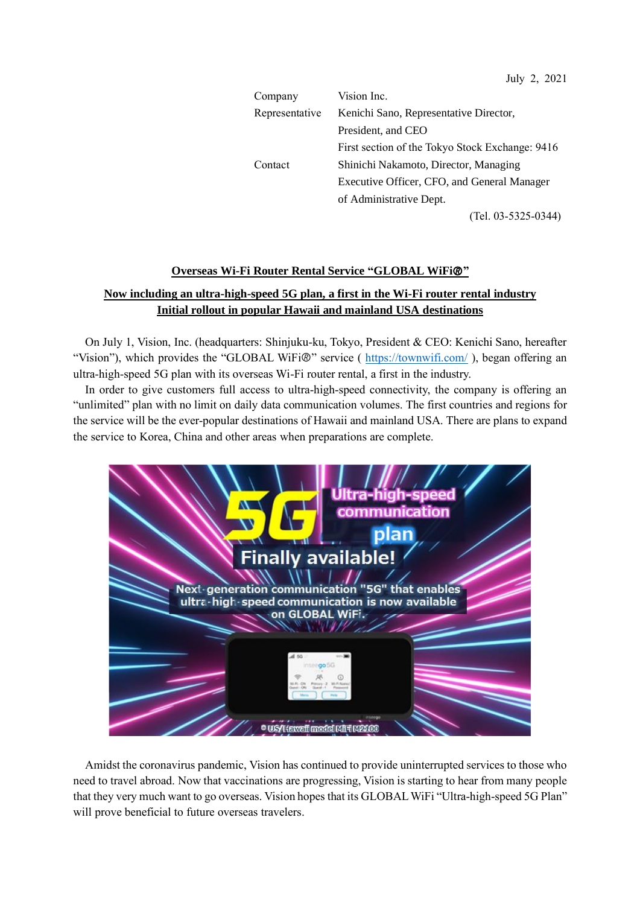July 2, 2021

| | |
|---|---|
| Company | Vision Inc. |
| Representative | Kenichi Sano, Representative Director, President, and CEO |
| | First section of the Tokyo Stock Exchange: 9416 |
| Contact | Shinichi Nakamoto, Director, Managing Executive Officer, CFO, and General Manager of Administrative Dept. |
| | (Tel. 03-5325-0344) |

# Overseas Wi-Fi Router Rental Service "GLOBAL WiFi®"

## Now including an ultra-high-speed 5G plan, a first in the Wi-Fi router rental industry
## Initial rollout in popular Hawaii and mainland USA destinations

On July 1, Vision, Inc. (headquarters: Shinjuku-ku, Tokyo, President & CEO: Kenichi Sano, hereafter "Vision"), which provides the "GLOBAL WiFi®" service ( https://townwifi.com/ ), began offering an ultra-high-speed 5G plan with its overseas Wi-Fi router rental, a first in the industry.

In order to give customers full access to ultra-high-speed connectivity, the company is offering an "unlimited" plan with no limit on daily data communication volumes. The first countries and regions for the service will be the ever-popular destinations of Hawaii and mainland USA. There are plans to expand the service to Korea, China and other areas when preparations are complete.

Amidst the coronavirus pandemic, Vision has continued to provide uninterrupted services to those who need to travel abroad. Now that vaccinations are progressing, Vision is starting to hear from many people that they very much want to go overseas. Vision hopes that its GLOBAL WiFi "Ultra-high-speed 5G Plan" will prove beneficial to future overseas travelers.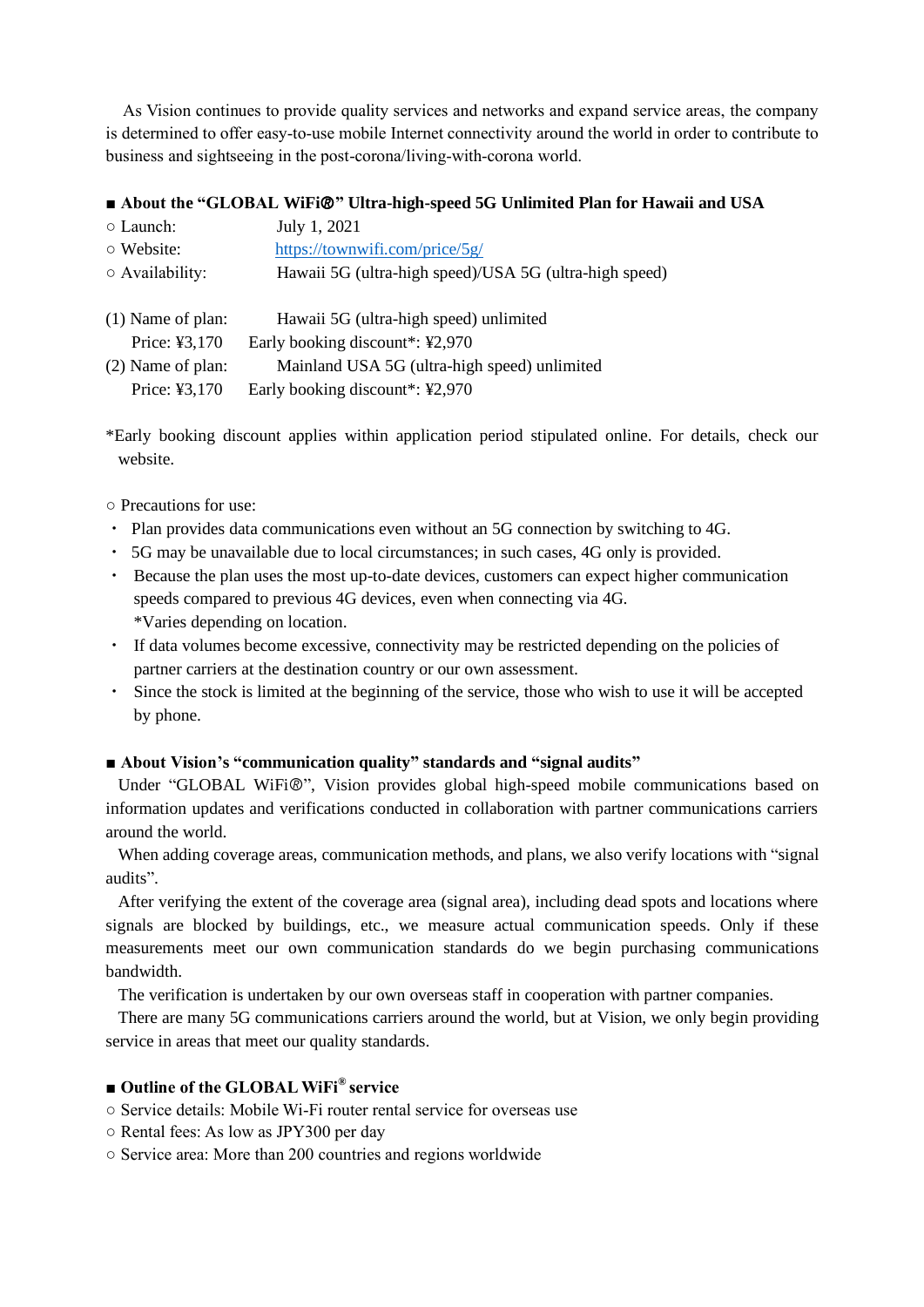As Vision continues to provide quality services and networks and expand service areas, the company is determined to offer easy-to-use mobile Internet connectivity around the world in order to contribute to business and sightseeing in the post-corona/living-with-corona world.

### ■ About the “GLOBAL WiFi®” Ultra-high-speed 5G Unlimited Plan for Hawaii and USA

○ Launch: July 1, 2021
○ Website: [https://townwifi.com/price/5g/](https://townwifi.com/price/5g/)
○ Availability: Hawaii 5G (ultra-high speed)/USA 5G (ultra-high speed)

(1) Name of plan: Hawaii 5G (ultra-high speed) unlimited
Price: ¥3,170 Early booking discount*: ¥2,970
(2) Name of plan: Mainland USA 5G (ultra-high speed) unlimited
Price: ¥3,170 Early booking discount*: ¥2,970

*Early booking discount applies within application period stipulated online. For details, check our website.

○ Precautions for use:

- Plan provides data communications even without an 5G connection by switching to 4G.
- 5G may be unavailable due to local circumstances; in such cases, 4G only is provided.
- Because the plan uses the most up-to-date devices, customers can expect higher communication speeds compared to previous 4G devices, even when connecting via 4G.
  *Varies depending on location.
- If data volumes become excessive, connectivity may be restricted depending on the policies of partner carriers at the destination country or our own assessment.
- Since the stock is limited at the beginning of the service, those who wish to use it will be accepted by phone.

### ■ About Vision’s “communication quality” standards and “signal audits”

Under “GLOBAL WiFi®”, Vision provides global high-speed mobile communications based on information updates and verifications conducted in collaboration with partner communications carriers around the world.

When adding coverage areas, communication methods, and plans, we also verify locations with “signal audits”.

After verifying the extent of the coverage area (signal area), including dead spots and locations where signals are blocked by buildings, etc., we measure actual communication speeds. Only if these measurements meet our own communication standards do we begin purchasing communications bandwidth.

The verification is undertaken by our own overseas staff in cooperation with partner companies.

There are many 5G communications carriers around the world, but at Vision, we only begin providing service in areas that meet our quality standards.

### ■ Outline of the GLOBAL WiFi® service

○ Service details: Mobile Wi-Fi router rental service for overseas use
○ Rental fees: As low as JPY300 per day
○ Service area: More than 200 countries and regions worldwide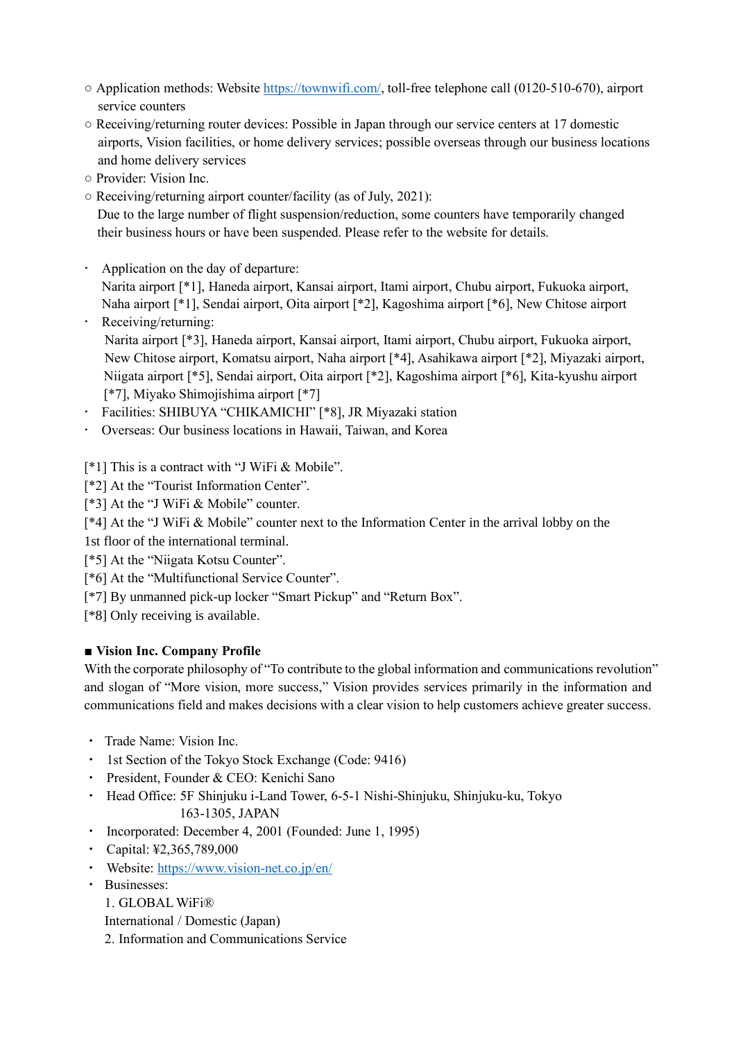○ Application methods: Website https://townwifi.com/, toll-free telephone call (0120-510-670), airport service counters

○ Receiving/returning router devices: Possible in Japan through our service centers at 17 domestic airports, Vision facilities, or home delivery services; possible overseas through our business locations and home delivery services

○ Provider: Vision Inc.

○ Receiving/returning airport counter/facility (as of July, 2021):
Due to the large number of flight suspension/reduction, some counters have temporarily changed their business hours or have been suspended. Please refer to the website for details.

- Application on the day of departure:
  Narita airport [*1], Haneda airport, Kansai airport, Itami airport, Chubu airport, Fukuoka airport, Naha airport [*1], Sendai airport, Oita airport [*2], Kagoshima airport [*6], New Chitose airport
- Receiving/returning:
  Narita airport [*3], Haneda airport, Kansai airport, Itami airport, Chubu airport, Fukuoka airport, New Chitose airport, Komatsu airport, Naha airport [*4], Asahikawa airport [*2], Miyazaki airport, Niigata airport [*5], Sendai airport, Oita airport [*2], Kagoshima airport [*6], Kita-kyushu airport [*7], Miyako Shimojishima airport [*7]
- Facilities: SHIBUYA “CHIKAMICHI” [*8], JR Miyazaki station
- Overseas: Our business locations in Hawaii, Taiwan, and Korea

[*1] This is a contract with “J WiFi & Mobile”.
[*2] At the “Tourist Information Center”.
[*3] At the “J WiFi & Mobile” counter.
[*4] At the “J WiFi & Mobile” counter next to the Information Center in the arrival lobby on the 1st floor of the international terminal.
[*5] At the “Niigata Kotsu Counter”.
[*6] At the “Multifunctional Service Counter”.
[*7] By unmanned pick-up locker “Smart Pickup” and “Return Box”.
[*8] Only receiving is available.

**■ Vision Inc. Company Profile**

With the corporate philosophy of “To contribute to the global information and communications revolution” and slogan of “More vision, more success,” Vision provides services primarily in the information and communications field and makes decisions with a clear vision to help customers achieve greater success.

- Trade Name: Vision Inc.
- 1st Section of the Tokyo Stock Exchange (Code: 9416)
- President, Founder & CEO: Kenichi Sano
- Head Office: 5F Shinjuku i-Land Tower, 6-5-1 Nishi-Shinjuku, Shinjuku-ku, Tokyo 163-1305, JAPAN
- Incorporated: December 4, 2001 (Founded: June 1, 1995)
- Capital: ¥2,365,789,000
- Website: https://www.vision-net.co.jp/en/
- Businesses:
  1. GLOBAL WiFi®
  International / Domestic (Japan)
  2. Information and Communications Service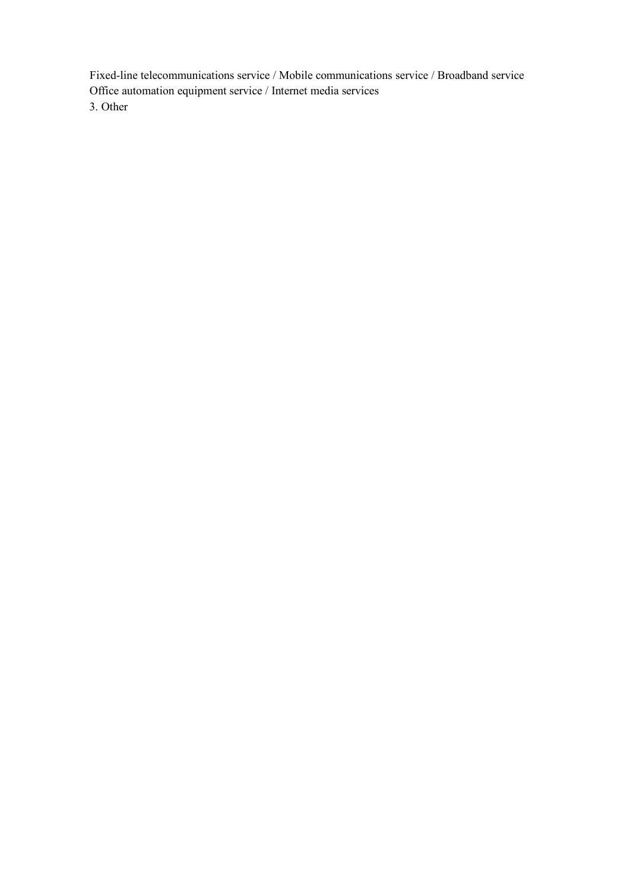Fixed-line telecommunications service / Mobile communications service / Broadband service
Office automation equipment service / Internet media services
3. Other